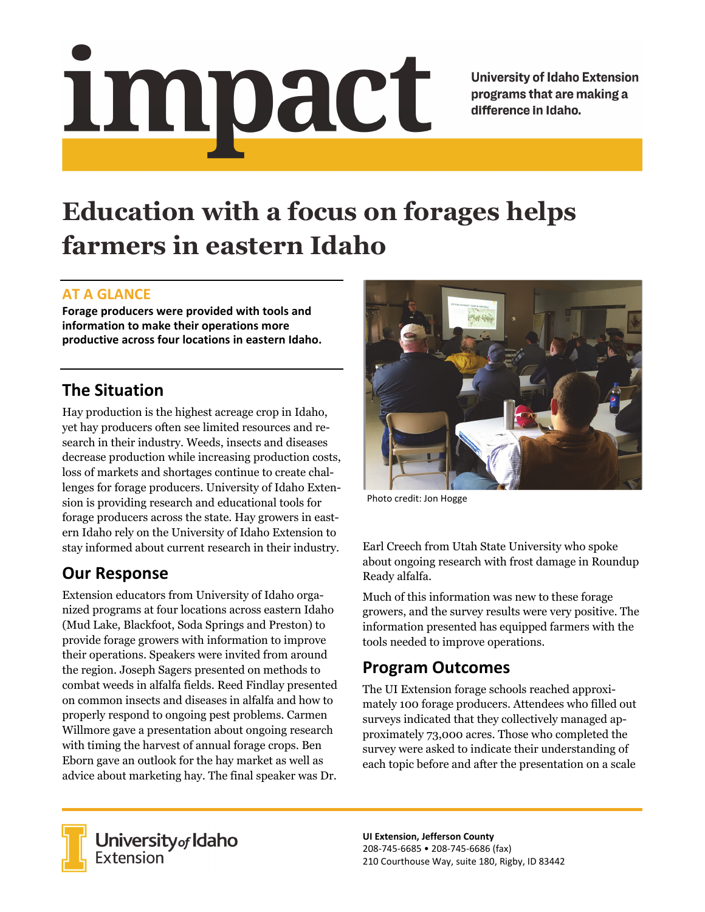# impact

**University of Idaho Extension programs that are making a difference in Idaho.**

# Education with a focus on forages helps farmers in eastern Idaho

## AT A GLANCE

**Forage producers were provided with tools and information to make their operations more productive across four locations in eastern Idaho.**

## The Situation

Hay production is the highest acreage crop in Idaho, yet hay producers often see limited resources and research in their industry. Weeds, insects and diseases decrease production while increasing production costs, loss of markets and shortages continue to create challenges for forage producers. University of Idaho Extension is providing research and educational tools for forage producers across the state. Hay growers in eastern Idaho rely on the University of Idaho Extension to stay informed about current research in their industry.

## Our Response

Extension educators from University of Idaho organized programs at four locations across eastern Idaho (Mud Lake, Blackfoot, Soda Springs and Preston) to provide forage growers with information to improve their operations. Speakers were invited from around the region. Joseph Sagers presented on methods to combat weeds in alfalfa fields. Reed Findlay presented on common insects and diseases in alfalfa and how to properly respond to ongoing pest problems. Carmen Willmore gave a presentation about ongoing research with timing the harvest of annual forage crops. Ben Eborn gave an outlook for the hay market as well as advice about marketing hay. The final speaker was Dr. Earl Creech from Utah State University who spoke about ongoing research with frost damage in Roundup Ready alfalfa.

Photo credit: Jon Hogge

Much of this information was new to these forage growers, and the survey results were very positive. The information presented has equipped farmers with the tools needed to improve operations.

## Program Outcomes

The UI Extension forage schools reached approximately 100 forage producers. Attendees who filled out surveys indicated that they collectively managed approximately 73,000 acres. Those who completed the survey were asked to indicate their understanding of each topic before and after the presentation on a scale

**UI Extension, Jefferson County**
208-745-6685 • 208-745-6686 (fax)
210 Courthouse Way, suite 180, Rigby, ID 83442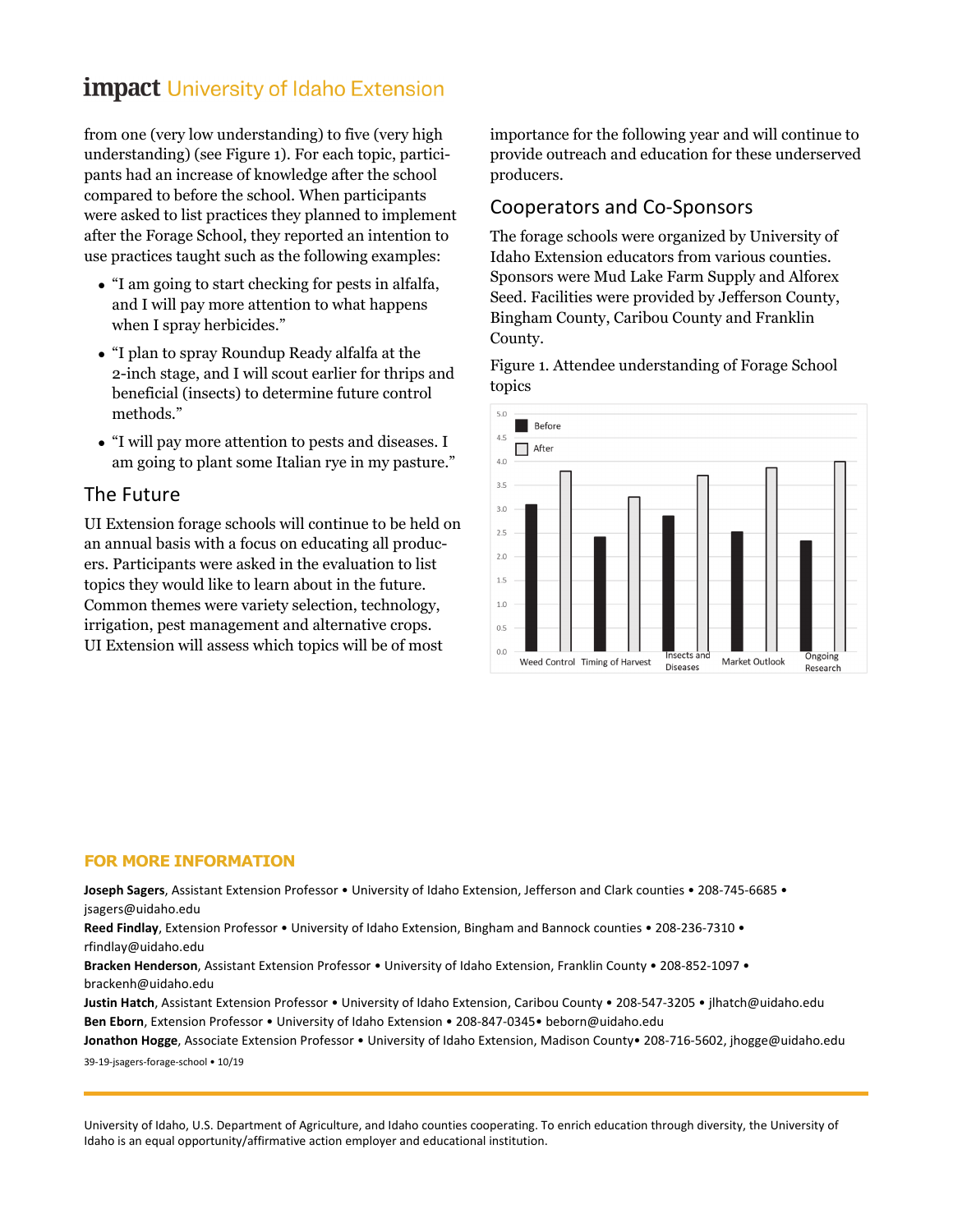from one (very low understanding) to five (very high understanding) (see Figure 1). For each topic, participants had an increase of knowledge after the school compared to before the school. When participants were asked to list practices they planned to implement after the Forage School, they reported an intention to use practices taught such as the following examples:

- "I am going to start checking for pests in alfalfa, and I will pay more attention to what happens when I spray herbicides."
- "I plan to spray Roundup Ready alfalfa at the 2-inch stage, and I will scout earlier for thrips and beneficial (insects) to determine future control methods."
- "I will pay more attention to pests and diseases. I am going to plant some Italian rye in my pasture."

## The Future

UI Extension forage schools will continue to be held on an annual basis with a focus on educating all producers. Participants were asked in the evaluation to list topics they would like to learn about in the future. Common themes were variety selection, technology, irrigation, pest management and alternative crops. UI Extension will assess which topics will be of most importance for the following year and will continue to provide outreach and education for these underserved producers.

## Cooperators and Co-Sponsors

The forage schools were organized by University of Idaho Extension educators from various counties. Sponsors were Mud Lake Farm Supply and Alforex Seed. Facilities were provided by Jefferson County, Bingham County, Caribou County and Franklin County.

Figure 1. Attendee understanding of Forage School topics

5.0
4.5
4.0
3.5
3.0
2.5
2.0
1.5
1.0
0.5
0.0

Before
After

Weed Control
Timing of Harvest
Insects and Diseases
Market Outlook
Ongoing Research

## FOR MORE INFORMATION

**Joseph Sagers**, Assistant Extension Professor • University of Idaho Extension, Jefferson and Clark counties • 208-745-6685 • jsagers@uidaho.edu

**Reed Findlay**, Extension Professor • University of Idaho Extension, Bingham and Bannock counties • 208-236-7310 • rfindlay@uidaho.edu

**Bracken Henderson**, Assistant Extension Professor • University of Idaho Extension, Franklin County • 208-852-1097 • brackenh@uidaho.edu

**Justin Hatch**, Assistant Extension Professor • University of Idaho Extension, Caribou County • 208-547-3205 • jlhatch@uidaho.edu

**Ben Eborn**, Extension Professor • University of Idaho Extension • 208-847-0345• beborn@uidaho.edu

**Jonathon Hogge**, Associate Extension Professor • University of Idaho Extension, Madison County• 208-716-5602, jhogge@uidaho.edu

39-19-jsagers-forage-school • 10/19

University of Idaho, U.S. Department of Agriculture, and Idaho counties cooperating. To enrich education through diversity, the University of Idaho is an equal opportunity/affirmative action employer and educational institution.